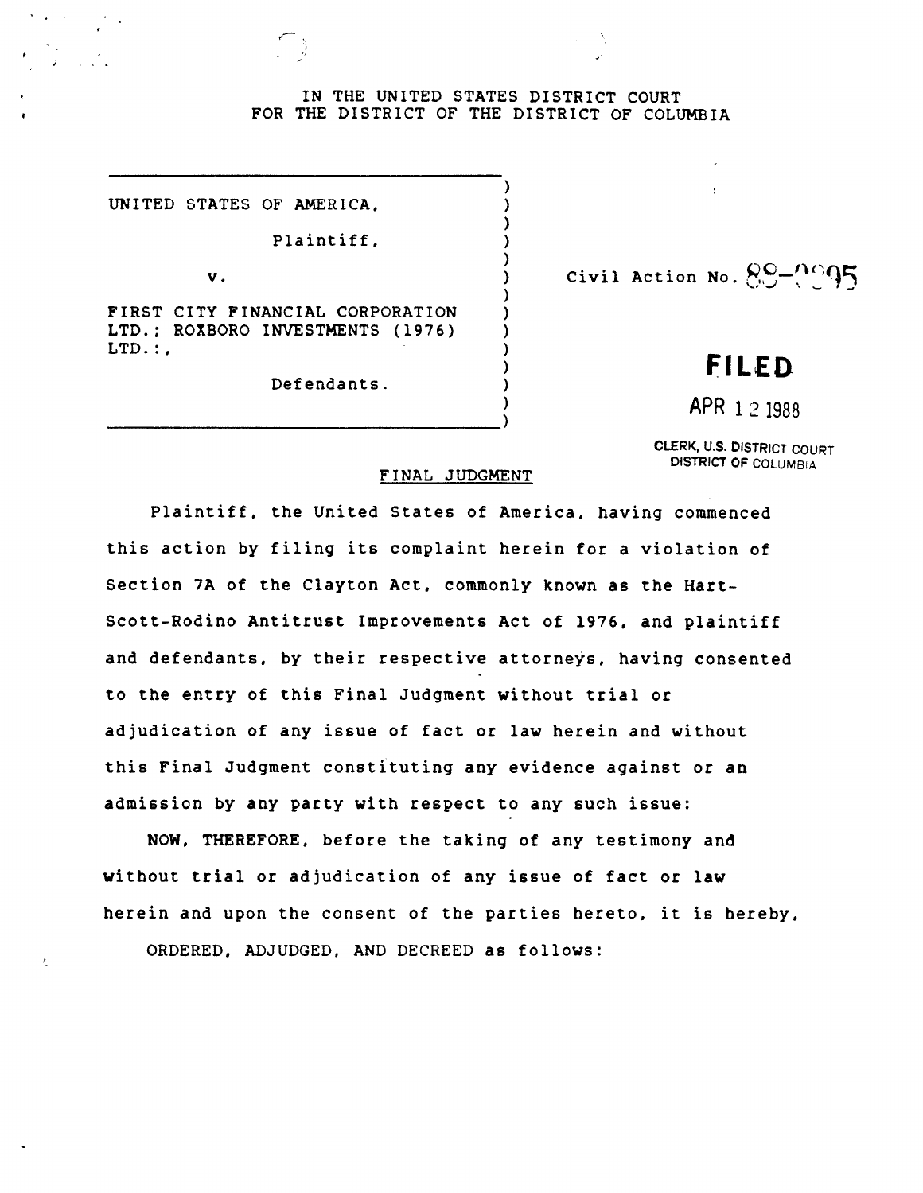IN THE UNITED STATES DISTRICT COURT
FOR THE DISTRICT OF THE DISTRICT OF COLUMBIA

| | |
|---|---|
| UNITED STATES OF AMERICA,<br><br>Plaintiff,<br><br>v.<br><br>FIRST CITY FINANCIAL CORPORATION LTD.; ROXBORO INVESTMENTS (1976) LTD.:,<br><br>Defendants. | Civil Action No. 88-0995 |

**FILED**

APR 12 1988

CLERK, U.S. DISTRICT COURT
DISTRICT OF COLUMBIA

## FINAL JUDGMENT

Plaintiff, the United States of America, having commenced this action by filing its complaint herein for a violation of Section 7A of the Clayton Act, commonly known as the Hart-Scott-Rodino Antitrust Improvements Act of 1976, and plaintiff and defendants, by their respective attorneys, having consented to the entry of this Final Judgment without trial or adjudication of any issue of fact or law herein and without this Final Judgment constituting any evidence against or an admission by any party with respect to any such issue:

NOW, THEREFORE, before the taking of any testimony and without trial or adjudication of any issue of fact or law herein and upon the consent of the parties hereto, it is hereby,

ORDERED, ADJUDGED, AND DECREED as follows: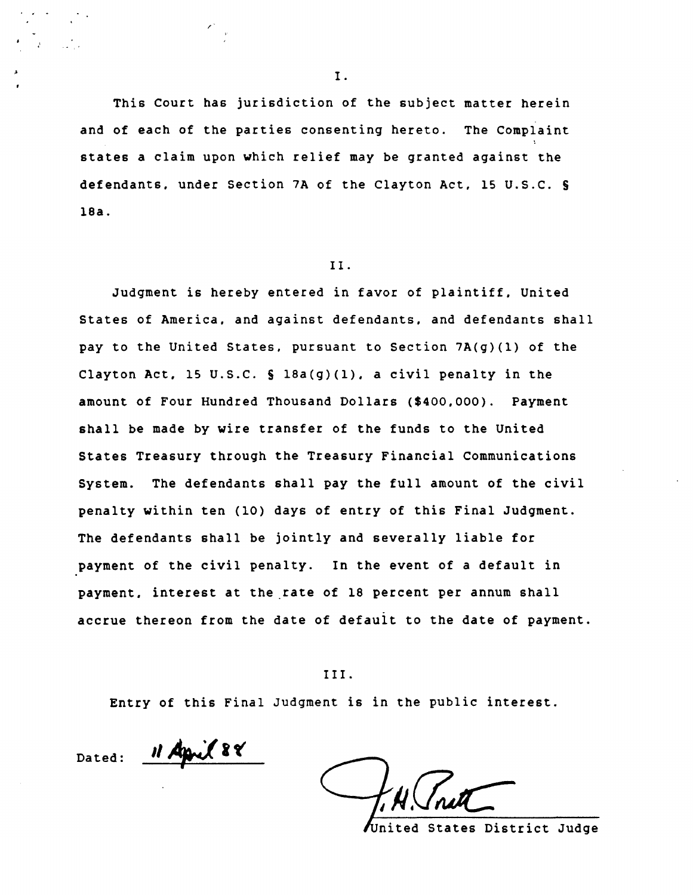I.

This Court has jurisdiction of the subject matter herein and of each of the parties consenting hereto. The Complaint states a claim upon which relief may be granted against the defendants, under Section 7A of the Clayton Act, 15 U.S.C. § 18a.

II.

Judgment is hereby entered in favor of plaintiff, United States of America, and against defendants, and defendants shall pay to the United States, pursuant to Section 7A(g)(1) of the Clayton Act, 15 U.S.C. § 18a(g)(1), a civil penalty in the amount of Four Hundred Thousand Dollars ($400,000). Payment shall be made by wire transfer of the funds to the United States Treasury through the Treasury Financial Communications System. The defendants shall pay the full amount of the civil penalty within ten (10) days of entry of this Final Judgment. The defendants shall be jointly and severally liable for payment of the civil penalty. In the event of a default in payment, interest at the rate of 18 percent per annum shall accrue thereon from the date of default to the date of payment.

III.

Entry of this Final Judgment is in the public interest.

Dated: 11 April 88

J. H. Pratt

United States District Judge